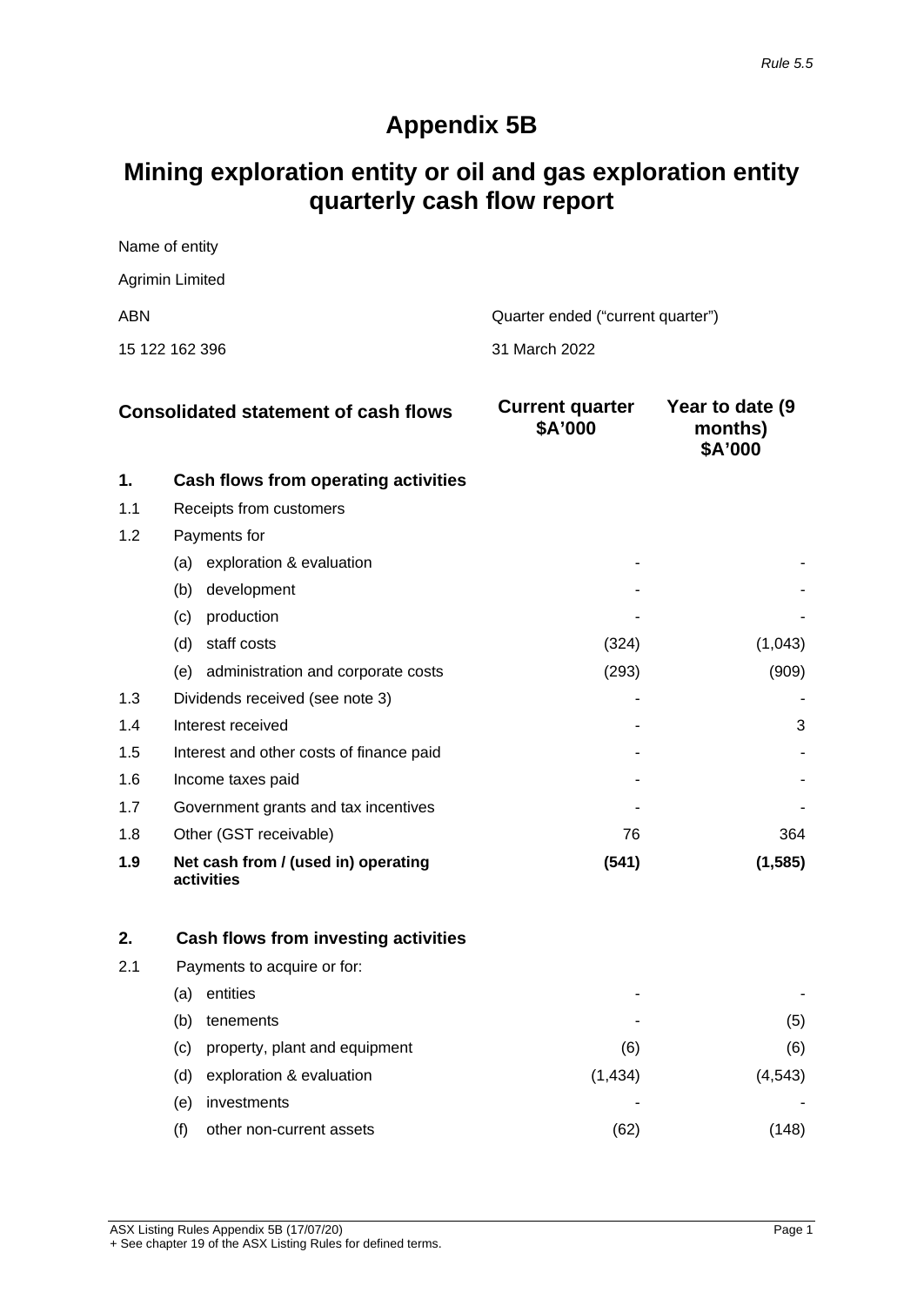*Rule 5.5*

# Appendix 5B

## Mining exploration entity or oil and gas exploration entity quarterly cash flow report

| Name of entity | |
|---|---|
| Agrimin Limited | |
| **ABN** | **Quarter ended ("current quarter")** |
| 15 122 162 396 | 31 March 2022 |

| | Consolidated statement of cash flows | Current quarter $A'000 | Year to date (9 months) $A'000 |
|---|---|---|---|
| **1.** | **Cash flows from operating activities** | | |
| 1.1 | Receipts from customers | | |
| 1.2 | Payments for | | |
| | (a) exploration & evaluation | - | - |
| | (b) development | - | - |
| | (c) production | - | - |
| | (d) staff costs | (324) | (1,043) |
| | (e) administration and corporate costs | (293) | (909) |
| 1.3 | Dividends received (see note 3) | - | - |
| 1.4 | Interest received | - | 3 |
| 1.5 | Interest and other costs of finance paid | - | - |
| 1.6 | Income taxes paid | - | - |
| 1.7 | Government grants and tax incentives | - | - |
| 1.8 | Other (GST receivable) | 76 | 364 |
| **1.9** | **Net cash from / (used in) operating activities** | **(541)** | **(1,585)** |
| | | | |
| **2.** | **Cash flows from investing activities** | | |
| 2.1 | Payments to acquire or for: | | |
| | (a) entities | - | - |
| | (b) tenements | - | (5) |
| | (c) property, plant and equipment | (6) | (6) |
| | (d) exploration & evaluation | (1,434) | (4,543) |
| | (e) investments | - | - |
| | (f) other non-current assets | (62) | (148) |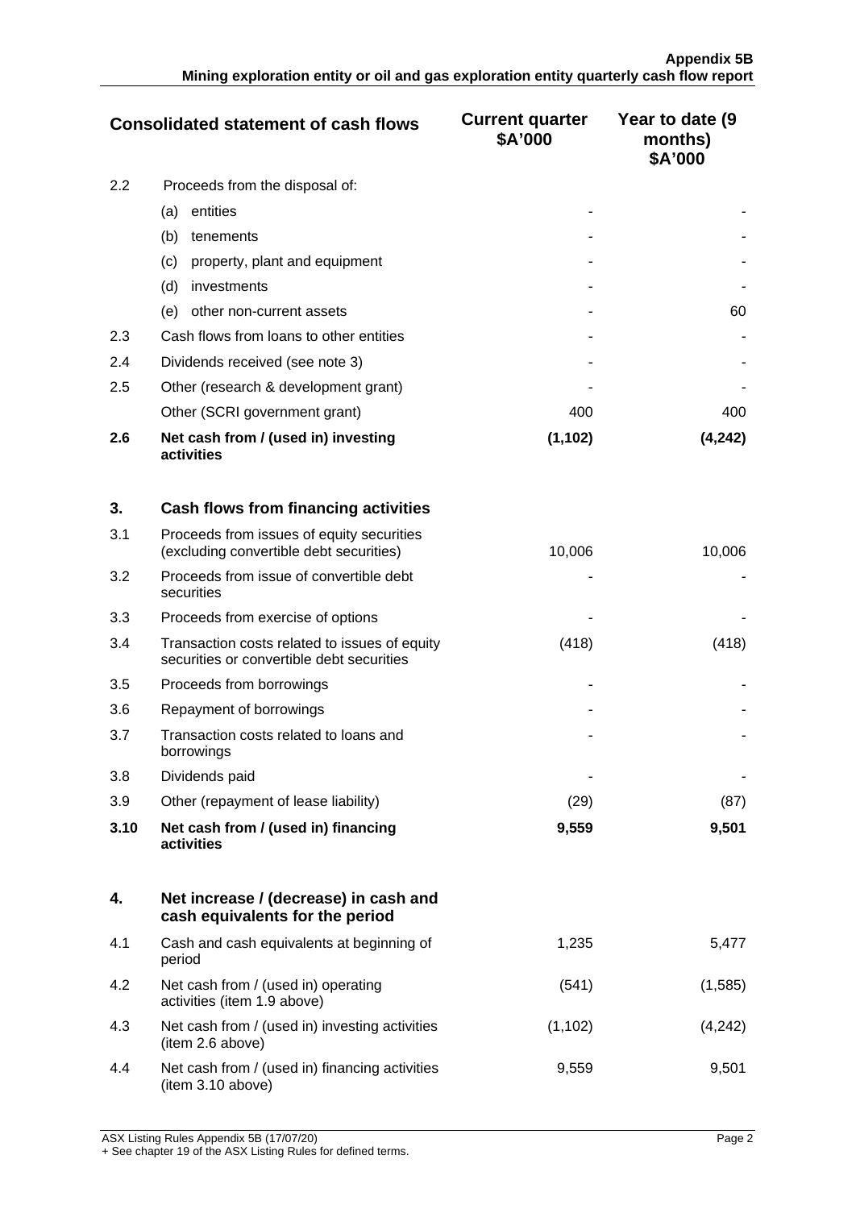| Consolidated statement of cash flows | | Current quarter $A'000 | Year to date (9 months) $A'000 |
|---|---|---|---|
| 2.2 | Proceeds from the disposal of: | | |
| | (a) entities | - | - |
| | (b) tenements | - | - |
| | (c) property, plant and equipment | - | - |
| | (d) investments | - | - |
| | (e) other non-current assets | - | 60 |
| 2.3 | Cash flows from loans to other entities | - | - |
| 2.4 | Dividends received (see note 3) | - | - |
| 2.5 | Other (research & development grant) | - | - |
| | Other (SCRI government grant) | 400 | 400 |
| **2.6** | **Net cash from / (used in) investing activities** | **(1,102)** | **(4,242)** |
| | | | |
| **3.** | **Cash flows from financing activities** | | |
| 3.1 | Proceeds from issues of equity securities (excluding convertible debt securities) | 10,006 | 10,006 |
| 3.2 | Proceeds from issue of convertible debt securities | - | - |
| 3.3 | Proceeds from exercise of options | - | - |
| 3.4 | Transaction costs related to issues of equity securities or convertible debt securities | (418) | (418) |
| 3.5 | Proceeds from borrowings | - | - |
| 3.6 | Repayment of borrowings | - | - |
| 3.7 | Transaction costs related to loans and borrowings | - | - |
| 3.8 | Dividends paid | - | - |
| 3.9 | Other (repayment of lease liability) | (29) | (87) |
| **3.10** | **Net cash from / (used in) financing activities** | **9,559** | **9,501** |
| | | | |
| **4.** | **Net increase / (decrease) in cash and cash equivalents for the period** | | |
| 4.1 | Cash and cash equivalents at beginning of period | 1,235 | 5,477 |
| 4.2 | Net cash from / (used in) operating activities (item 1.9 above) | (541) | (1,585) |
| 4.3 | Net cash from / (used in) investing activities (item 2.6 above) | (1,102) | (4,242) |
| 4.4 | Net cash from / (used in) financing activities (item 3.10 above) | 9,559 | 9,501 |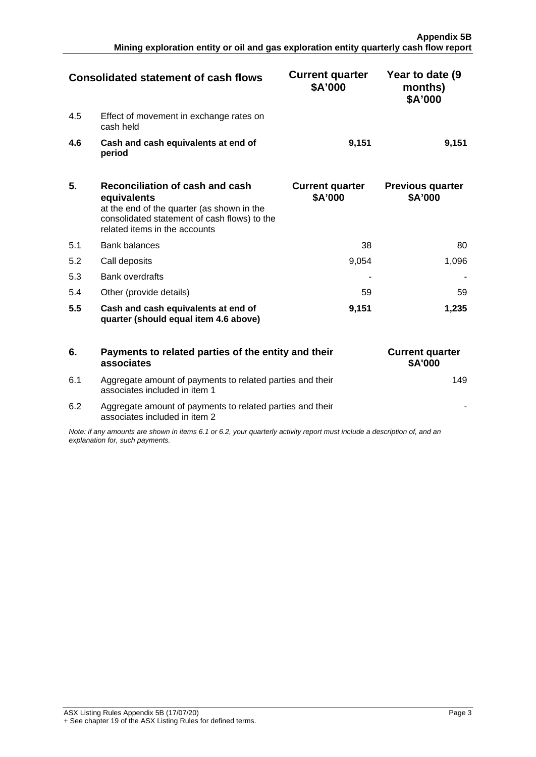| Consolidated statement of cash flows | | Current quarter $A'000 | Year to date (9 months) $A'000 |
|---|---|---|---|
| 4.5 | Effect of movement in exchange rates on cash held | | |
| **4.6** | **Cash and cash equivalents at end of period** | **9,151** | **9,151** |

| **5.** | **Reconciliation of cash and cash equivalents** at the end of the quarter (as shown in the consolidated statement of cash flows) to the related items in the accounts | **Current quarter $A'000** | **Previous quarter $A'000** |
|---|---|---|---|
| 5.1 | Bank balances | 38 | 80 |
| 5.2 | Call deposits | 9,054 | 1,096 |
| 5.3 | Bank overdrafts | - | - |
| 5.4 | Other (provide details) | 59 | 59 |
| **5.5** | **Cash and cash equivalents at end of quarter (should equal item 4.6 above)** | **9,151** | **1,235** |

| **6.** | **Payments to related parties of the entity and their associates** | **Current quarter $A'000** |
|---|---|---|
| 6.1 | Aggregate amount of payments to related parties and their associates included in item 1 | 149 |
| 6.2 | Aggregate amount of payments to related parties and their associates included in item 2 | - |

*Note: if any amounts are shown in items 6.1 or 6.2, your quarterly activity report must include a description of, and an explanation for, such payments.*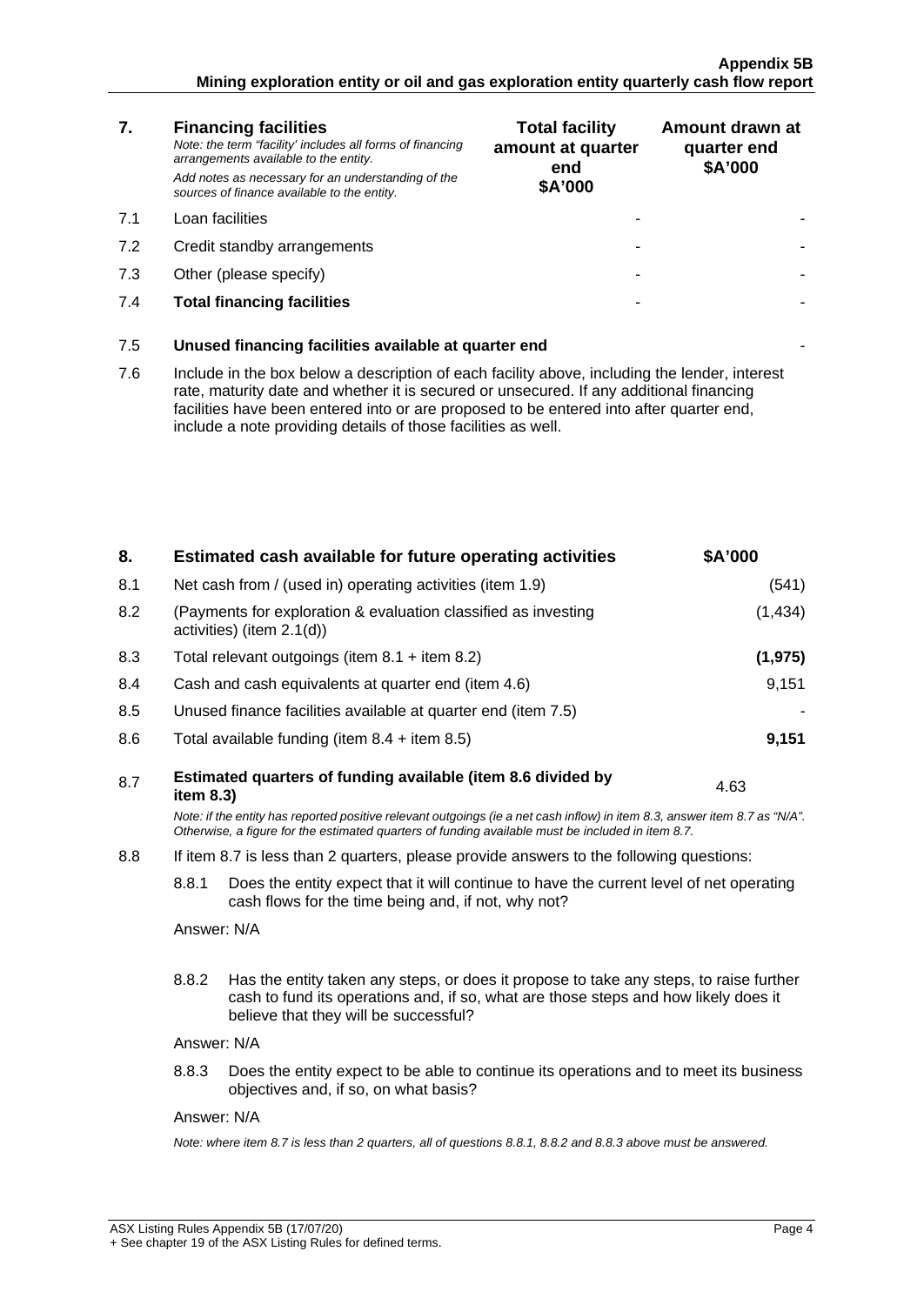| 7. | **Financing facilities**<br>*Note: the term "facility' includes all forms of financing arrangements available to the entity.*<br>*Add notes as necessary for an understanding of the sources of finance available to the entity.* | **Total facility amount at quarter end \$A'000** | **Amount drawn at quarter end \$A'000** |
|---|---|---|---|
| 7.1 | Loan facilities | - | - |
| 7.2 | Credit standby arrangements | - | - |
| 7.3 | Other (please specify) | - | - |
| 7.4 | **Total financing facilities** | - | - |

| | | |
|---|---|---|
| 7.5 | **Unused financing facilities available at quarter end** | - |
| 7.6 | Include in the box below a description of each facility above, including the lender, interest rate, maturity date and whether it is secured or unsecured. If any additional financing facilities have been entered into or are proposed to be entered into after quarter end, include a note providing details of those facilities as well. | |

| 8. | **Estimated cash available for future operating activities** | **\$A'000** |
|---|---|---|
| 8.1 | Net cash from / (used in) operating activities (item 1.9) | (541) |
| 8.2 | (Payments for exploration & evaluation classified as investing activities) (item 2.1(d)) | (1,434) |
| 8.3 | Total relevant outgoings (item 8.1 + item 8.2) | **(1,975)** |
| 8.4 | Cash and cash equivalents at quarter end (item 4.6) | 9,151 |
| 8.5 | Unused finance facilities available at quarter end (item 7.5) | - |
| 8.6 | Total available funding (item 8.4 + item 8.5) | **9,151** |
| 8.7 | **Estimated quarters of funding available (item 8.6 divided by item 8.3)** | 4.63 |

*Note: if the entity has reported positive relevant outgoings (ie a net cash inflow) in item 8.3, answer item 8.7 as "N/A". Otherwise, a figure for the estimated quarters of funding available must be included in item 8.7.*

8.8 If item 8.7 is less than 2 quarters, please provide answers to the following questions:

8.8.1 Does the entity expect that it will continue to have the current level of net operating cash flows for the time being and, if not, why not?

Answer: N/A

8.8.2 Has the entity taken any steps, or does it propose to take any steps, to raise further cash to fund its operations and, if so, what are those steps and how likely does it believe that they will be successful?

Answer: N/A

8.8.3 Does the entity expect to be able to continue its operations and to meet its business objectives and, if so, on what basis?

Answer: N/A

*Note: where item 8.7 is less than 2 quarters, all of questions 8.8.1, 8.8.2 and 8.8.3 above must be answered.*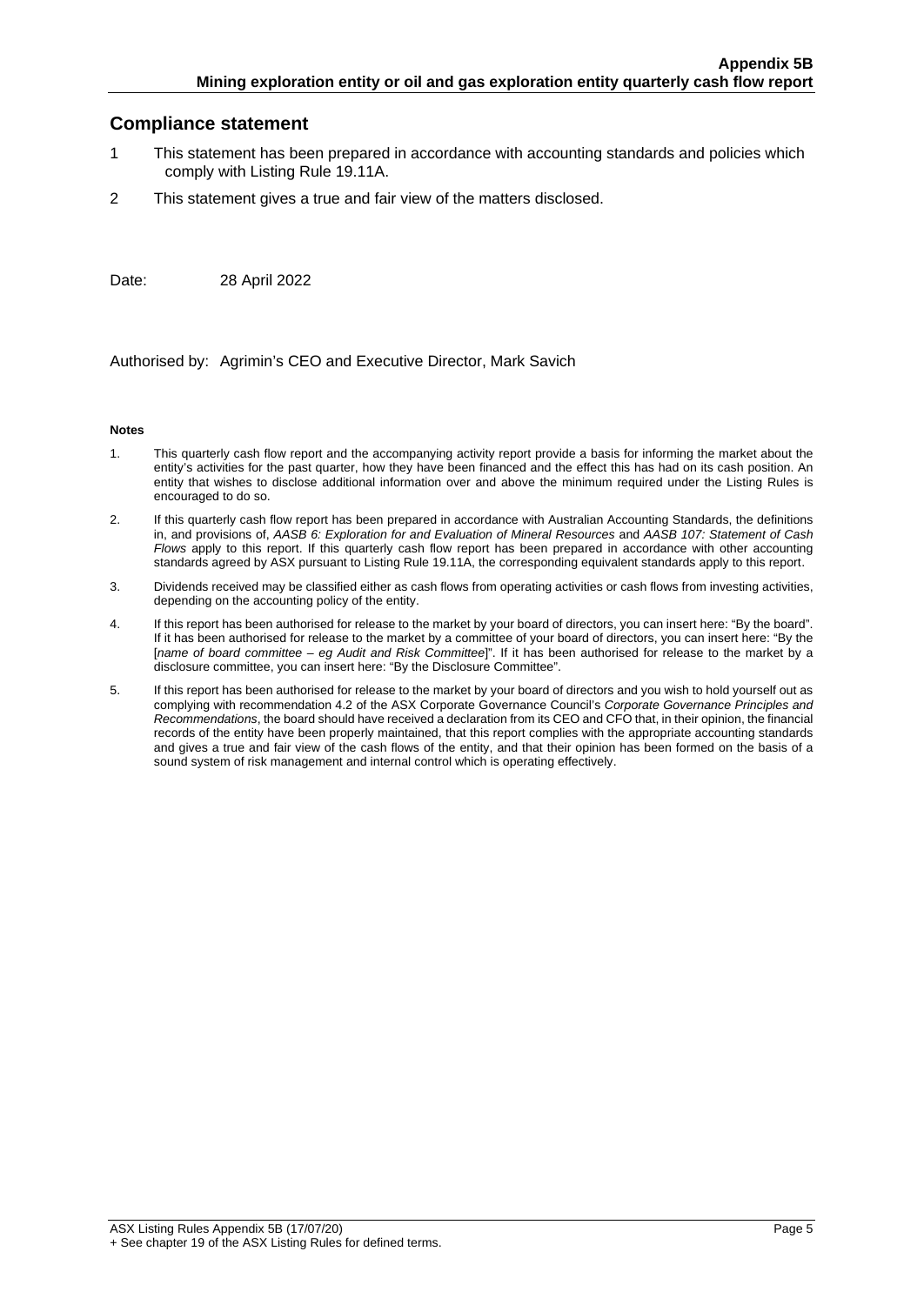## Compliance statement

1 This statement has been prepared in accordance with accounting standards and policies which comply with Listing Rule 19.11A.

2 This statement gives a true and fair view of the matters disclosed.

Date: 28 April 2022

Authorised by: Agrimin's CEO and Executive Director, Mark Savich

**Notes**

1. This quarterly cash flow report and the accompanying activity report provide a basis for informing the market about the entity's activities for the past quarter, how they have been financed and the effect this has had on its cash position. An entity that wishes to disclose additional information over and above the minimum required under the Listing Rules is encouraged to do so.

2. If this quarterly cash flow report has been prepared in accordance with Australian Accounting Standards, the definitions in, and provisions of, *AASB 6: Exploration for and Evaluation of Mineral Resources* and *AASB 107: Statement of Cash Flows* apply to this report. If this quarterly cash flow report has been prepared in accordance with other accounting standards agreed by ASX pursuant to Listing Rule 19.11A, the corresponding equivalent standards apply to this report.

3. Dividends received may be classified either as cash flows from operating activities or cash flows from investing activities, depending on the accounting policy of the entity.

4. If this report has been authorised for release to the market by your board of directors, you can insert here: "By the board". If it has been authorised for release to the market by a committee of your board of directors, you can insert here: "By the [*name of board committee – eg Audit and Risk Committee*]". If it has been authorised for release to the market by a disclosure committee, you can insert here: "By the Disclosure Committee".

5. If this report has been authorised for release to the market by your board of directors and you wish to hold yourself out as complying with recommendation 4.2 of the ASX Corporate Governance Council's *Corporate Governance Principles and Recommendations*, the board should have received a declaration from its CEO and CFO that, in their opinion, the financial records of the entity have been properly maintained, that this report complies with the appropriate accounting standards and gives a true and fair view of the cash flows of the entity, and that their opinion has been formed on the basis of a sound system of risk management and internal control which is operating effectively.